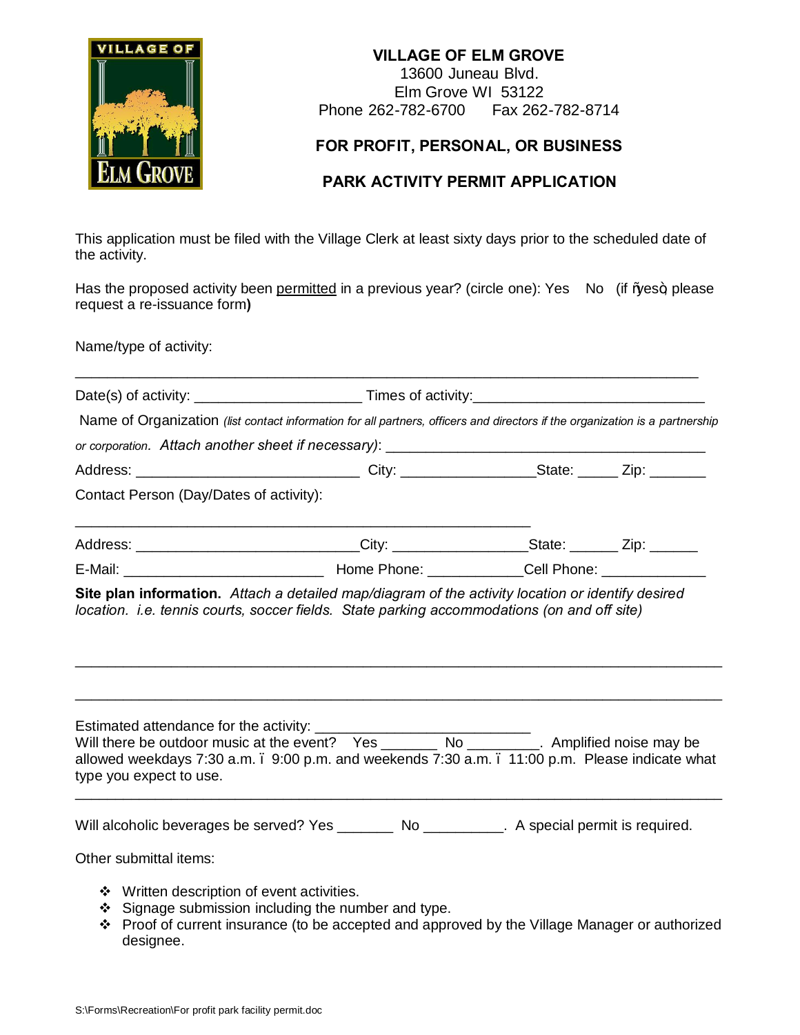**VILLAGE OF ELM GROVE**
13600 Juneau Blvd.
Elm Grove WI 53122
Phone 262-782-6700 Fax 262-782-8714

## FOR PROFIT, PERSONAL, OR BUSINESS

## PARK ACTIVITY PERMIT APPLICATION

This application must be filed with the Village Clerk at least sixty days prior to the scheduled date of the activity.

Has the proposed activity been permitted in a previous year? (circle one): Yes No (if "yes" please request a re-issuance form)

Name/type of activity:

______________________________________________________________________________

Date(s) of activity: ____________________ Times of activity:____________________________

Name of Organization *(list contact information for all partners, officers and directors if the organization is a partnership or corporation. Attach another sheet if necessary)*: ________________________________________

Address: ___________________________ City: ________________State: _____ Zip: _______

Contact Person (Day/Dates of activity):

_______________________________________________________

Address: ___________________________City: ________________State: ______ Zip: ______

E-Mail: ________________________ Home Phone: ___________Cell Phone: _____________

**Site plan information.** *Attach a detailed map/diagram of the activity location or identify desired location. i.e. tennis courts, soccer fields. State parking accommodations (on and off site)*

______________________________________________________________________________

______________________________________________________________________________

Estimated attendance for the activity: __________________________
Will there be outdoor music at the event? Yes _______ No _________. Amplified noise may be allowed weekdays 7:30 a.m. – 9:00 p.m. and weekends 7:30 a.m. – 11:00 p.m. Please indicate what type you expect to use.

______________________________________________________________________________

Will alcoholic beverages be served? Yes _______ No __________. A special permit is required.

Other submittal items:

- Written description of event activities.
- Signage submission including the number and type.
- Proof of current insurance (to be accepted and approved by the Village Manager or authorized designee.

S:\Forms\Recreation\For profit park facility permit.doc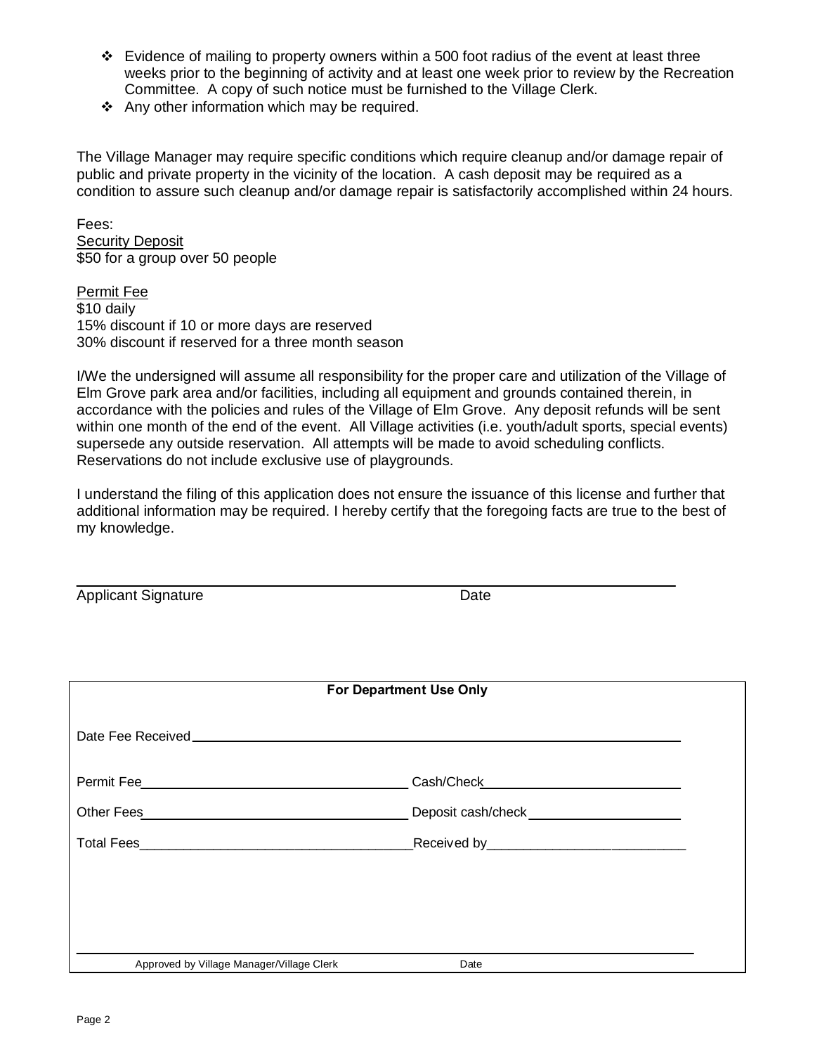- Evidence of mailing to property owners within a 500 foot radius of the event at least three weeks prior to the beginning of activity and at least one week prior to review by the Recreation Committee. A copy of such notice must be furnished to the Village Clerk.
- Any other information which may be required.

The Village Manager may require specific conditions which require cleanup and/or damage repair of public and private property in the vicinity of the location. A cash deposit may be required as a condition to assure such cleanup and/or damage repair is satisfactorily accomplished within 24 hours.

Fees:

<u>Security Deposit</u>
$50 for a group over 50 people

<u>Permit Fee</u>
$10 daily
15% discount if 10 or more days are reserved
30% discount if reserved for a three month season

I/We the undersigned will assume all responsibility for the proper care and utilization of the Village of Elm Grove park area and/or facilities, including all equipment and grounds contained therein, in accordance with the policies and rules of the Village of Elm Grove. Any deposit refunds will be sent within one month of the end of the event. All Village activities (i.e. youth/adult sports, special events) supersede any outside reservation. All attempts will be made to avoid scheduling conflicts. Reservations do not include exclusive use of playgrounds.

I understand the filing of this application does not ensure the issuance of this license and further that additional information may be required. I hereby certify that the foregoing facts are true to the best of my knowledge.

\_\_\_\_\_\_\_\_\_\_\_\_\_\_\_\_\_\_\_\_\_\_\_\_\_\_\_\_\_\_\_\_\_\_\_\_\_\_\_\_\_\_\_\_\_\_\_\_\_\_\_\_\_\_\_\_\_\_\_\_\_\_\_\_\_\_\_\_\_\_

Applicant Signature Date

**For Department Use Only**

Date Fee Received \_\_\_\_\_\_\_\_\_\_\_\_\_\_\_\_\_\_\_\_\_\_\_\_\_\_\_\_\_\_\_\_\_\_\_\_\_\_\_\_

Permit Fee \_\_\_\_\_\_\_\_\_\_\_\_\_\_\_\_\_\_\_\_ Cash/Check \_\_\_\_\_\_\_\_\_\_\_\_\_\_\_\_\_\_\_\_

Other Fees \_\_\_\_\_\_\_\_\_\_\_\_\_\_\_\_\_\_\_\_ Deposit cash/check \_\_\_\_\_\_\_\_\_\_\_\_\_\_\_\_\_\_\_\_

Total Fees \_\_\_\_\_\_\_\_\_\_\_\_\_\_\_\_\_\_\_\_ Received by \_\_\_\_\_\_\_\_\_\_\_\_\_\_\_\_\_\_\_\_

\_\_\_\_\_\_\_\_\_\_\_\_\_\_\_\_\_\_\_\_\_\_\_\_\_\_\_\_\_\_\_\_\_\_\_\_\_\_\_\_\_\_\_\_\_\_\_\_\_\_\_\_\_\_\_\_\_\_\_\_\_\_\_\_\_\_\_\_\_\_

Approved by Village Manager/Village Clerk Date